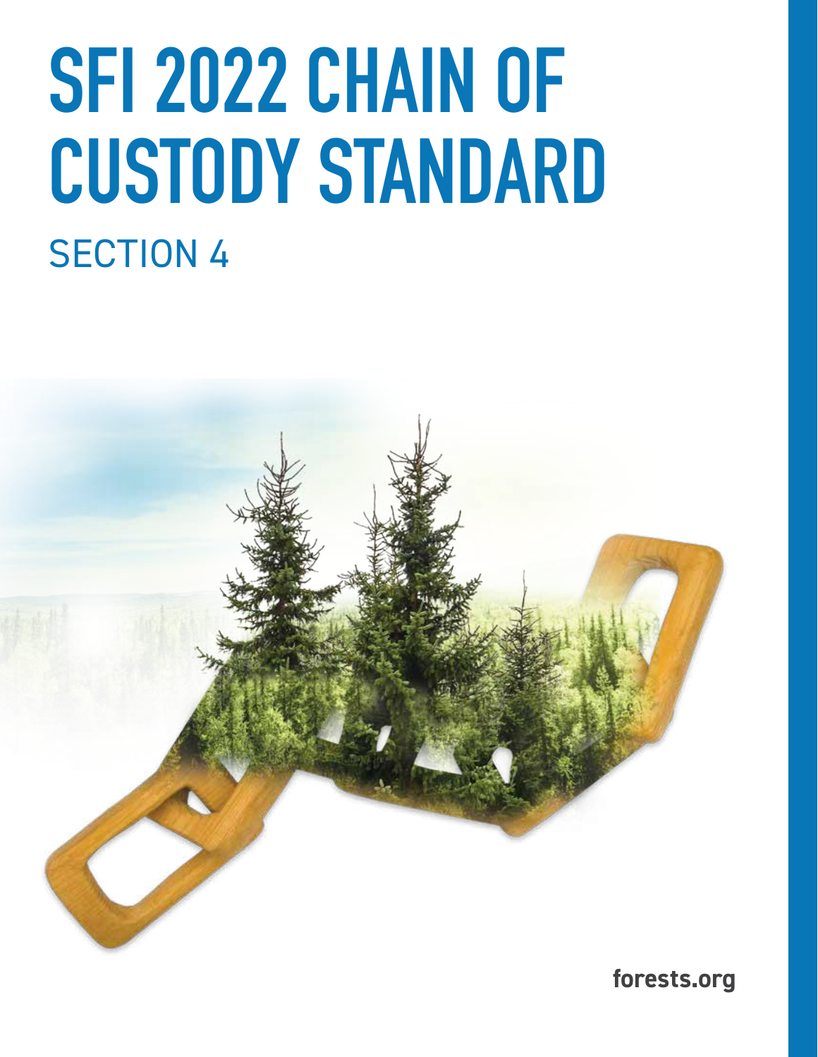# SFI 2022 CHAIN OF CUSTODY STANDARD

## SECTION 4

forests.org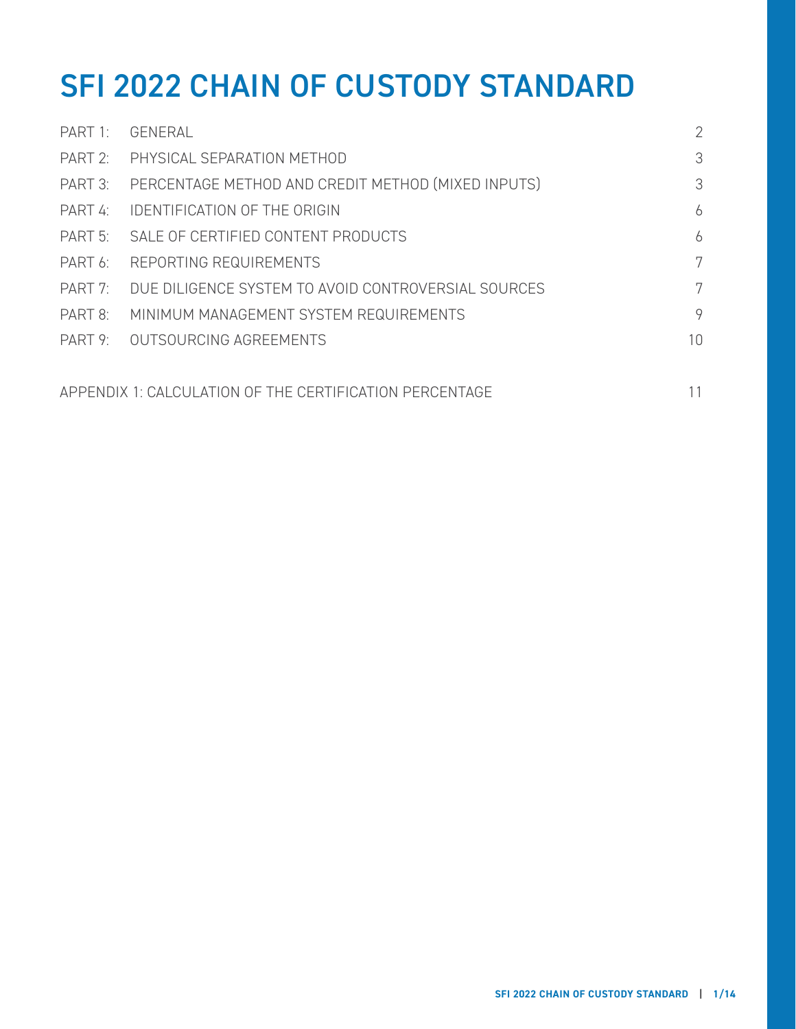# SFI 2022 CHAIN OF CUSTODY STANDARD

| | | |
|---|---|---|
| PART 1: | GENERAL | 2 |
| PART 2: | PHYSICAL SEPARATION METHOD | 3 |
| PART 3: | PERCENTAGE METHOD AND CREDIT METHOD (MIXED INPUTS) | 3 |
| PART 4: | IDENTIFICATION OF THE ORIGIN | 6 |
| PART 5: | SALE OF CERTIFIED CONTENT PRODUCTS | 6 |
| PART 6: | REPORTING REQUIREMENTS | 7 |
| PART 7: | DUE DILIGENCE SYSTEM TO AVOID CONTROVERSIAL SOURCES | 7 |
| PART 8: | MINIMUM MANAGEMENT SYSTEM REQUIREMENTS | 9 |
| PART 9: | OUTSOURCING AGREEMENTS | 10 |

APPENDIX 1: CALCULATION OF THE CERTIFICATION PERCENTAGE 11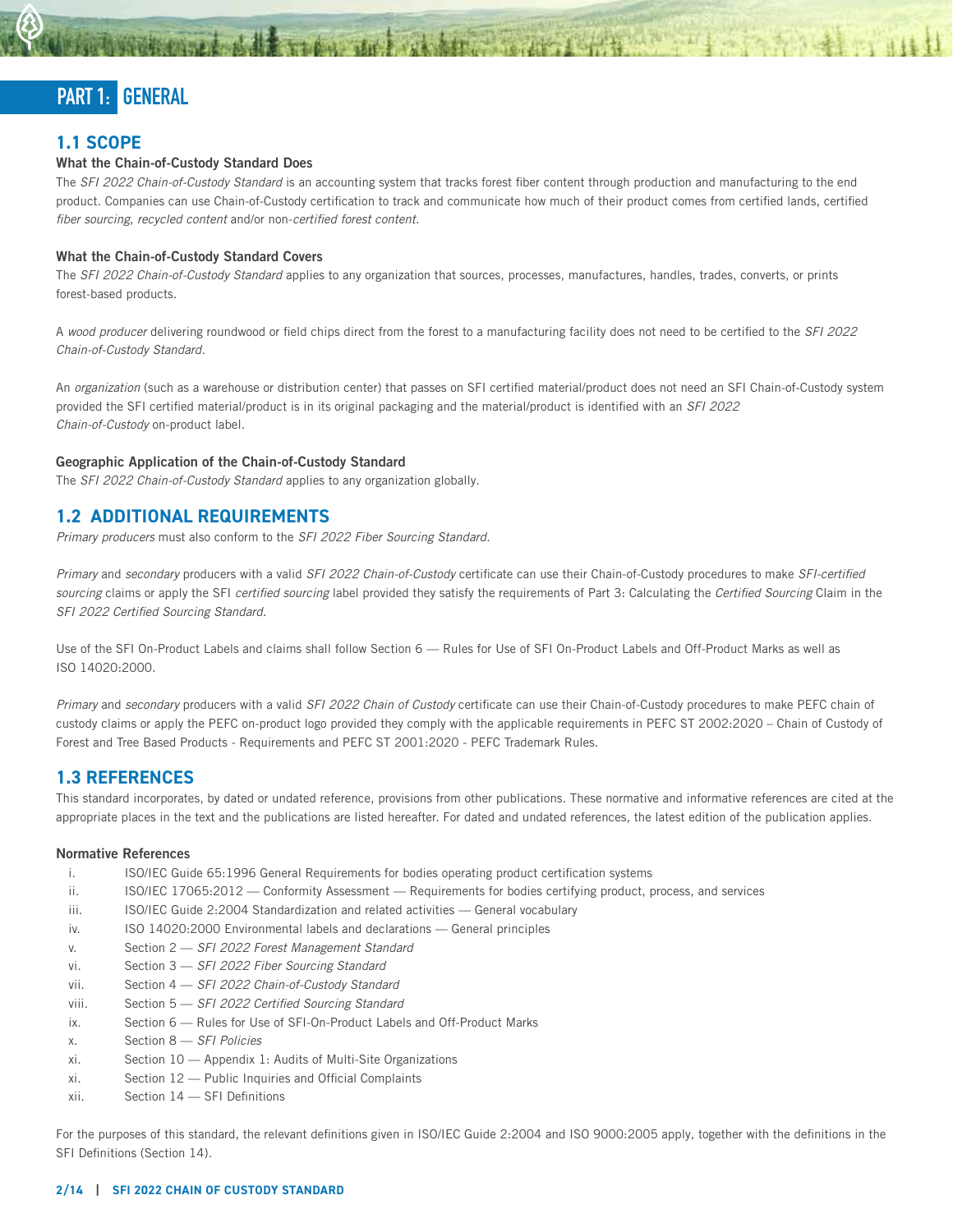# PART 1: GENERAL

## 1.1 SCOPE

### What the Chain-of-Custody Standard Does

The *SFI 2022 Chain-of-Custody Standard* is an accounting system that tracks forest fiber content through production and manufacturing to the end product. Companies can use Chain-of-Custody certification to track and communicate how much of their product comes from certified lands, certified *fiber sourcing*, *recycled content* and/or non-*certified forest content.*

### What the Chain-of-Custody Standard Covers

The *SFI 2022 Chain-of-Custody Standard* applies to any organization that sources, processes, manufactures, handles, trades, converts, or prints forest-based products.

A *wood producer* delivering roundwood or field chips direct from the forest to a manufacturing facility does not need to be certified to the *SFI 2022 Chain-of-Custody Standard.*

An *organization* (such as a warehouse or distribution center) that passes on SFI certified material/product does not need an SFI Chain-of-Custody system provided the SFI certified material/product is in its original packaging and the material/product is identified with an *SFI 2022 Chain-of-Custody* on-product label.

### Geographic Application of the Chain-of-Custody Standard

The *SFI 2022 Chain-of-Custody Standard* applies to any organization globally.

## 1.2 ADDITIONAL REQUIREMENTS

*Primary producers* must also conform to the *SFI 2022 Fiber Sourcing Standard.*

*Primary* and *secondary* producers with a valid *SFI 2022 Chain-of-Custody* certificate can use their Chain-of-Custody procedures to make *SFI-certified sourcing* claims or apply the SFI *certified sourcing* label provided they satisfy the requirements of Part 3: Calculating the *Certified Sourcing* Claim in the *SFI 2022 Certified Sourcing Standard.*

Use of the SFI On-Product Labels and claims shall follow Section 6 — Rules for Use of SFI On-Product Labels and Off-Product Marks as well as ISO 14020:2000.

*Primary* and *secondary* producers with a valid *SFI 2022 Chain of Custody* certificate can use their Chain-of-Custody procedures to make PEFC chain of custody claims or apply the PEFC on-product logo provided they comply with the applicable requirements in PEFC ST 2002:2020 – Chain of Custody of Forest and Tree Based Products - Requirements and PEFC ST 2001:2020 - PEFC Trademark Rules.

## 1.3 REFERENCES

This standard incorporates, by dated or undated reference, provisions from other publications. These normative and informative references are cited at the appropriate places in the text and the publications are listed hereafter. For dated and undated references, the latest edition of the publication applies.

### Normative References

- i. ISO/IEC Guide 65:1996 General Requirements for bodies operating product certification systems
- ii. ISO/IEC 17065:2012 — Conformity Assessment — Requirements for bodies certifying product, process, and services
- iii. ISO/IEC Guide 2:2004 Standardization and related activities — General vocabulary
- iv. ISO 14020:2000 Environmental labels and declarations — General principles
- v. Section 2 — *SFI 2022 Forest Management Standard*
- vi. Section 3 — *SFI 2022 Fiber Sourcing Standard*
- vii. Section 4 — *SFI 2022 Chain-of-Custody Standard*
- viii. Section 5 — *SFI 2022 Certified Sourcing Standard*
- ix. Section 6 — Rules for Use of SFI-On-Product Labels and Off-Product Marks
- x. Section 8 — *SFI Policies*
- xi. Section 10 — Appendix 1: Audits of Multi-Site Organizations
- xi. Section 12 — Public Inquiries and Official Complaints
- xii. Section 14 — SFI Definitions

For the purposes of this standard, the relevant definitions given in ISO/IEC Guide 2:2004 and ISO 9000:2005 apply, together with the definitions in the SFI Definitions (Section 14).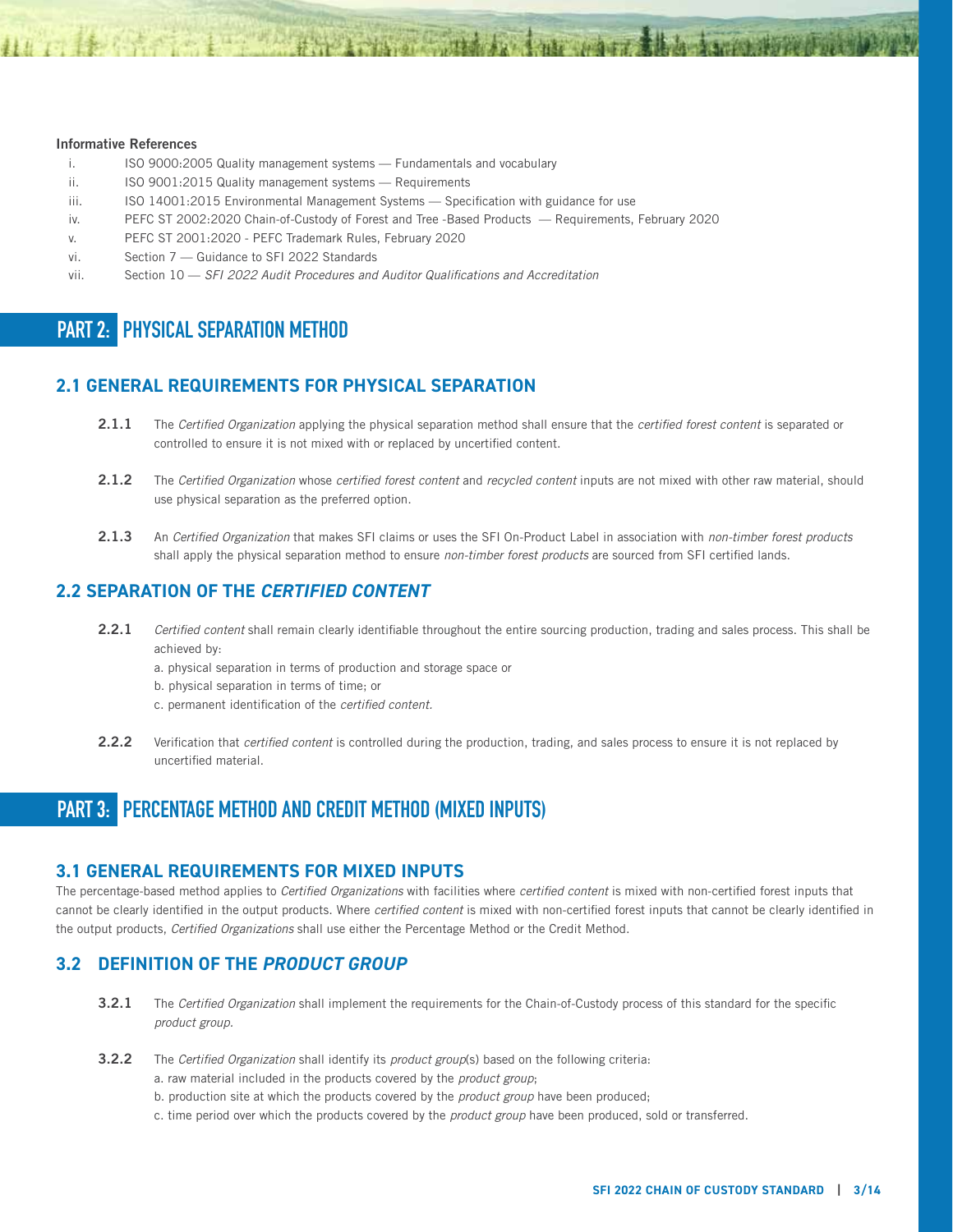**Informative References**

i. ISO 9000:2005 Quality management systems — Fundamentals and vocabulary

ii. ISO 9001:2015 Quality management systems — Requirements

iii. ISO 14001:2015 Environmental Management Systems — Specification with guidance for use

iv. PEFC ST 2002:2020 Chain-of-Custody of Forest and Tree -Based Products — Requirements, February 2020

v. PEFC ST 2001:2020 - PEFC Trademark Rules, February 2020

vi. Section 7 — Guidance to SFI 2022 Standards

vii. Section 10 — *SFI 2022 Audit Procedures and Auditor Qualifications and Accreditation*

# PART 2: PHYSICAL SEPARATION METHOD

## 2.1 GENERAL REQUIREMENTS FOR PHYSICAL SEPARATION

**2.1.1** The *Certified Organization* applying the physical separation method shall ensure that the *certified forest content* is separated or controlled to ensure it is not mixed with or replaced by uncertified content.

**2.1.2** The *Certified Organization* whose *certified forest content* and *recycled content* inputs are not mixed with other raw material, should use physical separation as the preferred option.

**2.1.3** An *Certified Organization* that makes SFI claims or uses the SFI On-Product Label in association with *non-timber forest products* shall apply the physical separation method to ensure *non-timber forest products* are sourced from SFI certified lands.

## 2.2 SEPARATION OF THE *CERTIFIED CONTENT*

**2.2.1** *Certified content* shall remain clearly identifiable throughout the entire sourcing production, trading and sales process. This shall be achieved by:

a. physical separation in terms of production and storage space or

b. physical separation in terms of time; or

c. permanent identification of the *certified content.*

**2.2.2** Verification that *certified content* is controlled during the production, trading, and sales process to ensure it is not replaced by uncertified material.

# PART 3: PERCENTAGE METHOD AND CREDIT METHOD (MIXED INPUTS)

## 3.1 GENERAL REQUIREMENTS FOR MIXED INPUTS

The percentage-based method applies to *Certified Organizations* with facilities where *certified content* is mixed with non-certified forest inputs that cannot be clearly identified in the output products. Where *certified content* is mixed with non-certified forest inputs that cannot be clearly identified in the output products, *Certified Organizations* shall use either the Percentage Method or the Credit Method.

## 3.2 DEFINITION OF THE *PRODUCT GROUP*

**3.2.1** The *Certified Organization* shall implement the requirements for the Chain-of-Custody process of this standard for the specific *product group*.

**3.2.2** The *Certified Organization* shall identify its *product group*(s) based on the following criteria:

a. raw material included in the products covered by the *product group*;

b. production site at which the products covered by the *product group* have been produced;

c. time period over which the products covered by the *product group* have been produced, sold or transferred.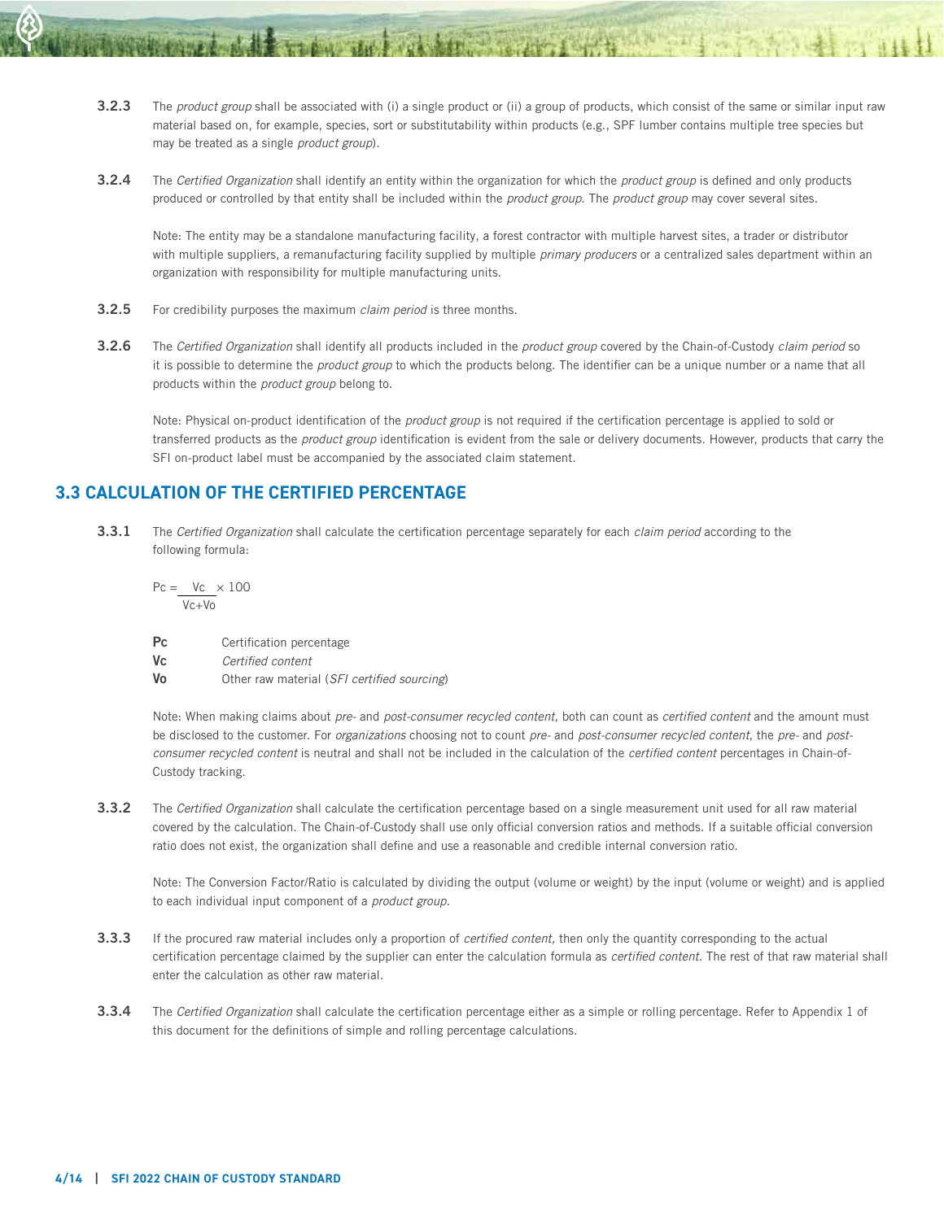**3.2.3** The *product group* shall be associated with (i) a single product or (ii) a group of products, which consist of the same or similar input raw material based on, for example, species, sort or substitutability within products (e.g., SPF lumber contains multiple tree species but may be treated as a single *product group*).

**3.2.4** The *Certified Organization* shall identify an entity within the organization for which the *product group* is defined and only products produced or controlled by that entity shall be included within the *product group*. The *product group* may cover several sites.

Note: The entity may be a standalone manufacturing facility, a forest contractor with multiple harvest sites, a trader or distributor with multiple suppliers, a remanufacturing facility supplied by multiple *primary producers* or a centralized sales department within an organization with responsibility for multiple manufacturing units.

**3.2.5** For credibility purposes the maximum *claim period* is three months.

**3.2.6** The *Certified Organization* shall identify all products included in the *product group* covered by the Chain-of-Custody *claim period* so it is possible to determine the *product group* to which the products belong. The identifier can be a unique number or a name that all products within the *product group* belong to.

Note: Physical on-product identification of the *product group* is not required if the certification percentage is applied to sold or transferred products as the *product group* identification is evident from the sale or delivery documents. However, products that carry the SFI on-product label must be accompanied by the associated claim statement.

## 3.3 CALCULATION OF THE CERTIFIED PERCENTAGE

**3.3.1** The *Certified Organization* shall calculate the certification percentage separately for each *claim period* according to the following formula:

$$Pc = \frac{Vc}{Vc+Vo} \times 100$$

| | |
|---|---|
| **Pc** | Certification percentage |
| **Vc** | *Certified content* |
| **Vo** | Other raw material (*SFI certified sourcing*) |

Note: When making claims about *pre-* and *post-consumer recycled content*, both can count as *certified content* and the amount must be disclosed to the customer. For *organizations* choosing not to count *pre-* and *post-consumer recycled content*, the *pre-* and *post-consumer recycled content* is neutral and shall not be included in the calculation of the *certified content* percentages in Chain-of-Custody tracking.

**3.3.2** The *Certified Organization* shall calculate the certification percentage based on a single measurement unit used for all raw material covered by the calculation. The Chain-of-Custody shall use only official conversion ratios and methods. If a suitable official conversion ratio does not exist, the organization shall define and use a reasonable and credible internal conversion ratio.

Note: The Conversion Factor/Ratio is calculated by dividing the output (volume or weight) by the input (volume or weight) and is applied to each individual input component of a *product group.*

**3.3.3** If the procured raw material includes only a proportion of *certified content,* then only the quantity corresponding to the actual certification percentage claimed by the supplier can enter the calculation formula as *certified content.* The rest of that raw material shall enter the calculation as other raw material.

**3.3.4** The *Certified Organization* shall calculate the certification percentage either as a simple or rolling percentage. Refer to Appendix 1 of this document for the definitions of simple and rolling percentage calculations.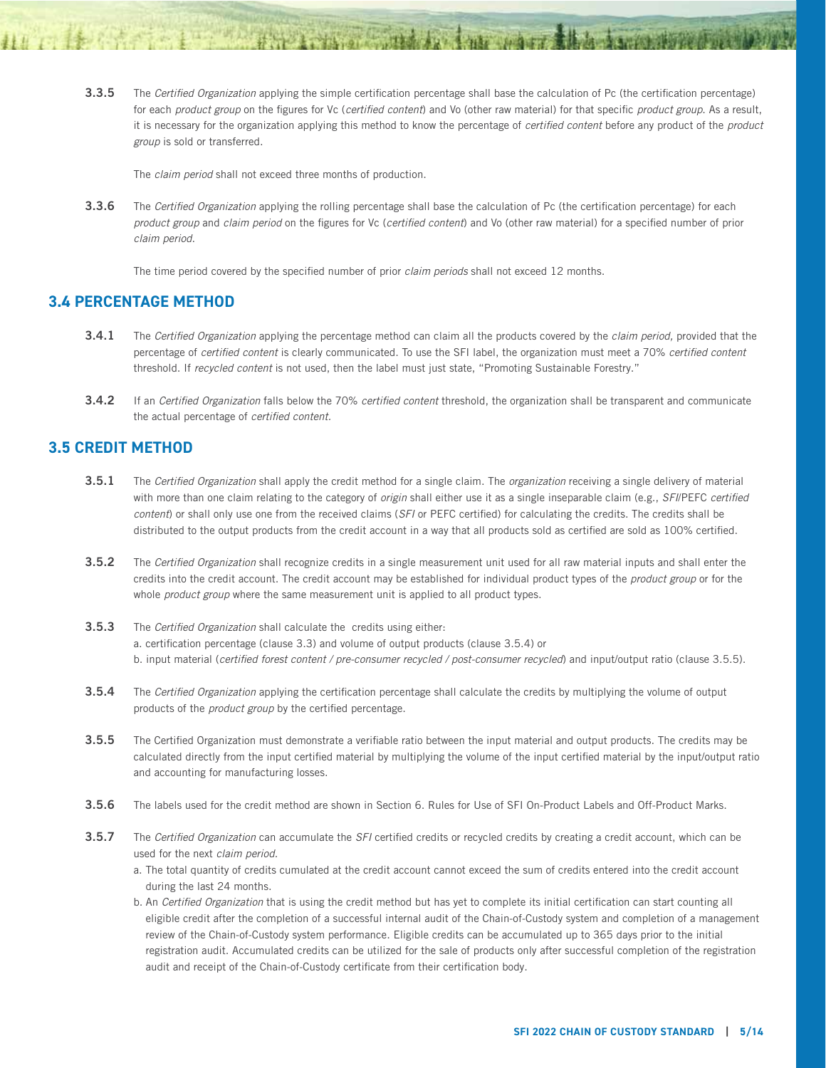**3.3.5** The *Certified Organization* applying the simple certification percentage shall base the calculation of Pc (the certification percentage) for each *product group* on the figures for Vc (*certified content*) and Vo (other raw material) for that specific *product group*. As a result, it is necessary for the organization applying this method to know the percentage of *certified content* before any product of the *product group* is sold or transferred.

The *claim period* shall not exceed three months of production.

**3.3.6** The *Certified Organization* applying the rolling percentage shall base the calculation of Pc (the certification percentage) for each *product group* and *claim period* on the figures for Vc (*certified content*) and Vo (other raw material) for a specified number of prior *claim period*.

The time period covered by the specified number of prior *claim periods* shall not exceed 12 months.

## 3.4 PERCENTAGE METHOD

**3.4.1** The *Certified Organization* applying the percentage method can claim all the products covered by the *claim period,* provided that the percentage of *certified content* is clearly communicated. To use the SFI label, the organization must meet a 70% *certified content* threshold. If *recycled content* is not used, then the label must just state, "Promoting Sustainable Forestry."

**3.4.2** If an *Certified Organization* falls below the 70% *certified content* threshold, the organization shall be transparent and communicate the actual percentage of *certified content.*

## 3.5 CREDIT METHOD

**3.5.1** The *Certified Organization* shall apply the credit method for a single claim. The *organization* receiving a single delivery of material with more than one claim relating to the category of *origin* shall either use it as a single inseparable claim (e.g., *SFI*/PEFC *certified content*) or shall only use one from the received claims (*SFI* or PEFC certified) for calculating the credits. The credits shall be distributed to the output products from the credit account in a way that all products sold as certified are sold as 100% certified.

**3.5.2** The *Certified Organization* shall recognize credits in a single measurement unit used for all raw material inputs and shall enter the credits into the credit account. The credit account may be established for individual product types of the *product group* or for the whole *product group* where the same measurement unit is applied to all product types.

**3.5.3** The *Certified Organization* shall calculate the credits using either:
a. certification percentage (clause 3.3) and volume of output products (clause 3.5.4) or
b. input material (*certified forest content / pre-consumer recycled / post-consumer recycled*) and input/output ratio (clause 3.5.5).

**3.5.4** The *Certified Organization* applying the certification percentage shall calculate the credits by multiplying the volume of output products of the *product group* by the certified percentage.

**3.5.5** The Certified Organization must demonstrate a verifiable ratio between the input material and output products. The credits may be calculated directly from the input certified material by multiplying the volume of the input certified material by the input/output ratio and accounting for manufacturing losses.

**3.5.6** The labels used for the credit method are shown in Section 6. Rules for Use of SFI On-Product Labels and Off-Product Marks.

**3.5.7** The *Certified Organization* can accumulate the *SFI* certified credits or recycled credits by creating a credit account, which can be used for the next *claim period.*

a. The total quantity of credits cumulated at the credit account cannot exceed the sum of credits entered into the credit account during the last 24 months.
b. An *Certified Organization* that is using the credit method but has yet to complete its initial certification can start counting all eligible credit after the completion of a successful internal audit of the Chain-of-Custody system and completion of a management review of the Chain-of-Custody system performance. Eligible credits can be accumulated up to 365 days prior to the initial registration audit. Accumulated credits can be utilized for the sale of products only after successful completion of the registration audit and receipt of the Chain-of-Custody certificate from their certification body.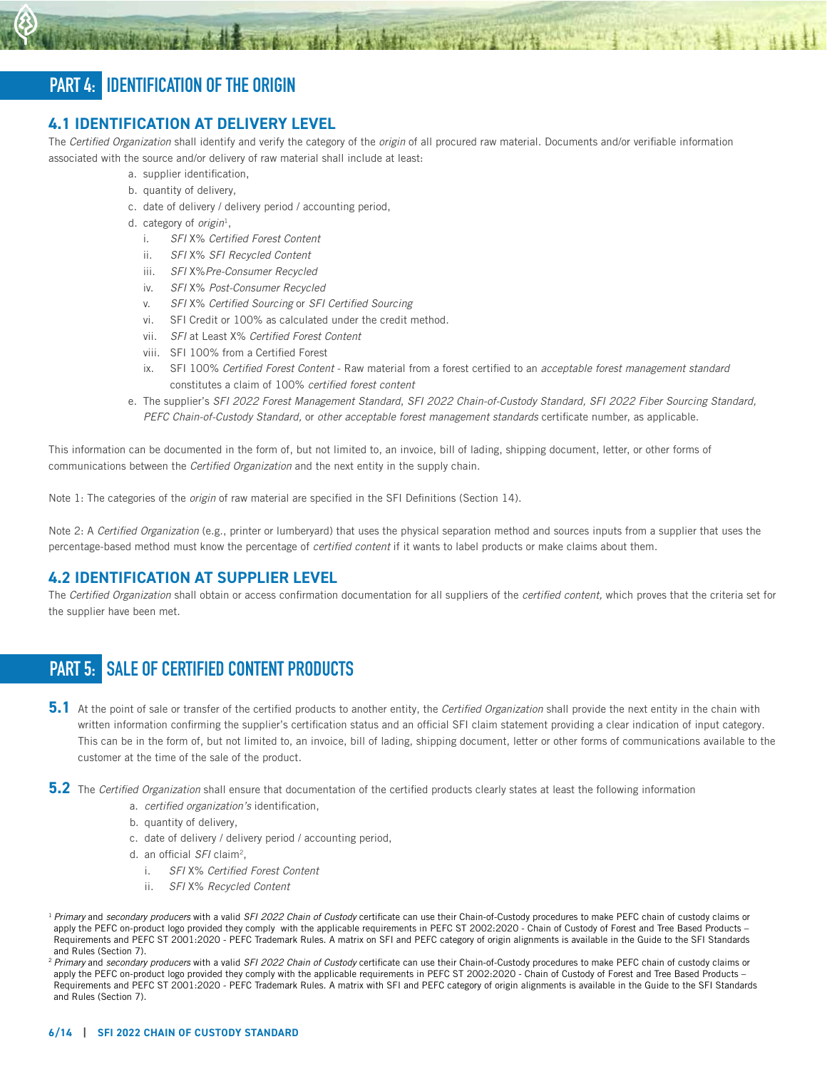## PART 4: IDENTIFICATION OF THE ORIGIN

### 4.1 IDENTIFICATION AT DELIVERY LEVEL

The *Certified Organization* shall identify and verify the category of the *origin* of all procured raw material. Documents and/or verifiable information associated with the source and/or delivery of raw material shall include at least:

a. supplier identification,
b. quantity of delivery,
c. date of delivery / delivery period / accounting period,
d. category of *origin*[1],
   i. *SFI* X% *Certified Forest Content*
   ii. *SFI* X% *SFI Recycled Content*
   iii. *SFI* X%*Pre-Consumer Recycled*
   iv. *SFI* X% *Post-Consumer Recycled*
   v. *SFI* X% *Certified Sourcing* or *SFI Certified Sourcing*
   vi. SFI Credit or 100% as calculated under the credit method.
   vii. *SFI* at Least X% *Certified Forest Content*
   viii. SFI 100% from a Certified Forest
   ix. SFI 100% *Certified Forest Content* - Raw material from a forest certified to an *acceptable forest management standard* constitutes a claim of 100% *certified forest content*
e. The supplier's *SFI 2022 Forest Management Standard*, *SFI 2022 Chain-of-Custody Standard, SFI 2022 Fiber Sourcing Standard, PEFC Chain-of-Custody Standard,* or *other acceptable forest management standards* certificate number, as applicable.

This information can be documented in the form of, but not limited to, an invoice, bill of lading, shipping document, letter, or other forms of communications between the *Certified Organization* and the next entity in the supply chain.

Note 1: The categories of the *origin* of raw material are specified in the SFI Definitions (Section 14).

Note 2: A *Certified Organization* (e.g., printer or lumberyard) that uses the physical separation method and sources inputs from a supplier that uses the percentage-based method must know the percentage of *certified content* if it wants to label products or make claims about them.

### 4.2 IDENTIFICATION AT SUPPLIER LEVEL

The *Certified Organization* shall obtain or access confirmation documentation for all suppliers of the *certified content,* which proves that the criteria set for the supplier have been met.

## PART 5: SALE OF CERTIFIED CONTENT PRODUCTS

**5.1** At the point of sale or transfer of the certified products to another entity, the *Certified Organization* shall provide the next entity in the chain with written information confirming the supplier's certification status and an official SFI claim statement providing a clear indication of input category. This can be in the form of, but not limited to, an invoice, bill of lading, shipping document, letter or other forms of communications available to the customer at the time of the sale of the product.

**5.2** The *Certified Organization* shall ensure that documentation of the certified products clearly states at least the following information

a. *certified organization's* identification,
b. quantity of delivery,
c. date of delivery / delivery period / accounting period,
d. an official *SFI* claim[2],
   i. *SFI* X% *Certified Forest Content*
   ii. *SFI* X% *Recycled Content*

[1] *Primary* and *secondary producers* with a valid *SFI 2022 Chain of Custody* certificate can use their Chain-of-Custody procedures to make PEFC chain of custody claims or apply the PEFC on-product logo provided they comply with the applicable requirements in PEFC ST 2002:2020 - Chain of Custody of Forest and Tree Based Products – Requirements and PEFC ST 2001:2020 - PEFC Trademark Rules. A matrix on SFI and PEFC category of origin alignments is available in the Guide to the SFI Standards and Rules (Section 7).

[2] *Primary* and *secondary producers* with a valid *SFI 2022 Chain of Custody* certificate can use their Chain-of-Custody procedures to make PEFC chain of custody claims or apply the PEFC on-product logo provided they comply with the applicable requirements in PEFC ST 2002:2020 - Chain of Custody of Forest and Tree Based Products – Requirements and PEFC ST 2001:2020 - PEFC Trademark Rules. A matrix with SFI and PEFC category of origin alignments is available in the Guide to the SFI Standards and Rules (Section 7).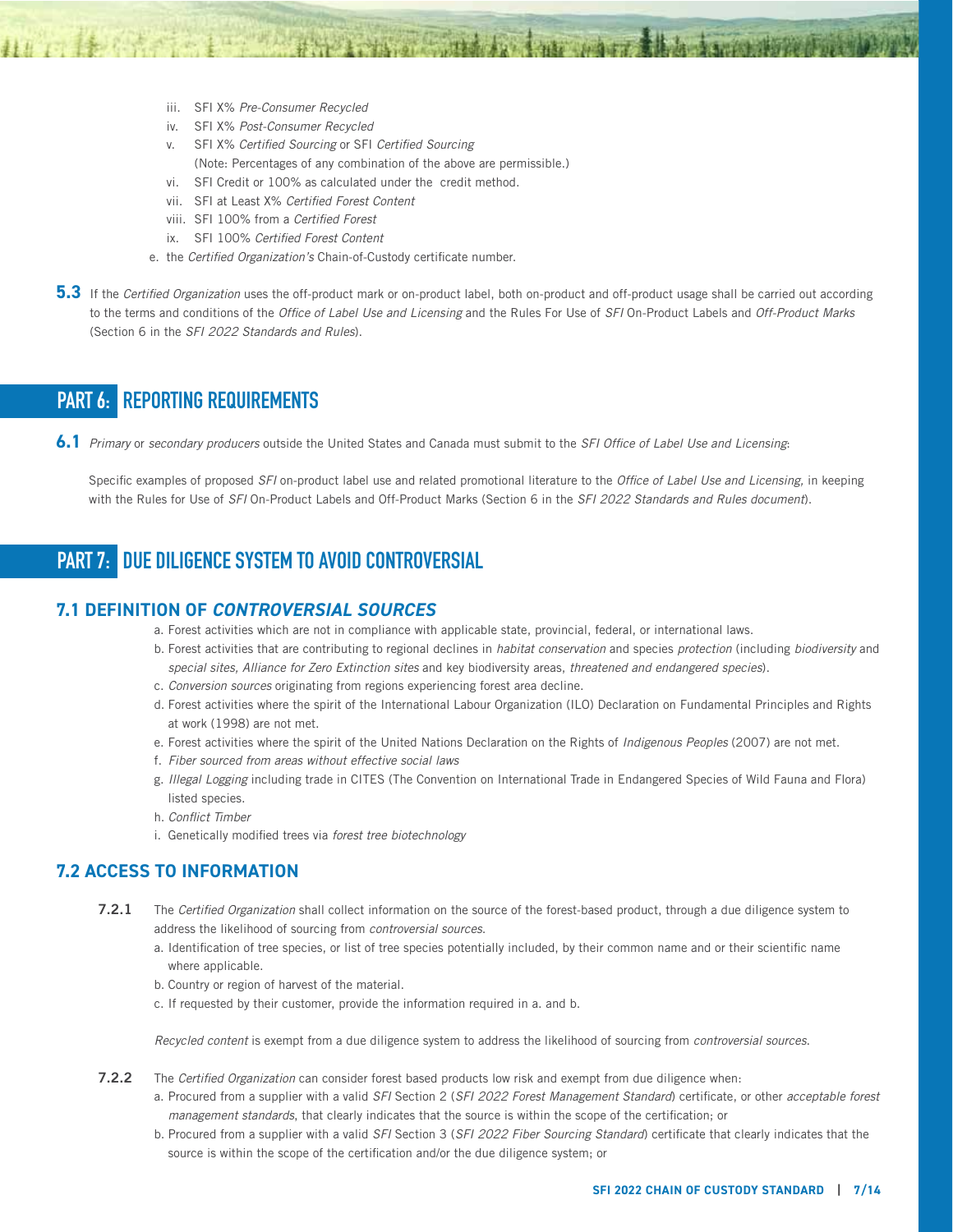iii. SFI X% *Pre-Consumer Recycled*
   iv. SFI X% *Post-Consumer Recycled*
   v. SFI X% *Certified Sourcing* or SFI *Certified Sourcing*
      (Note: Percentages of any combination of the above are permissible.)
   vi. SFI Credit or 100% as calculated under the credit method.
   vii. SFI at Least X% *Certified Forest Content*
   viii. SFI 100% from a *Certified Forest*
   ix. SFI 100% *Certified Forest Content*

e. the *Certified Organization's* Chain-of-Custody certificate number.

**5.3** If the *Certified Organization* uses the off-product mark or on-product label, both on-product and off-product usage shall be carried out according to the terms and conditions of the *Office of Label Use and Licensing* and the Rules For Use of *SFI* On-Product Labels and *Off-Product Marks* (Section 6 in the *SFI 2022 Standards and Rules*).

# PART 6: REPORTING REQUIREMENTS

**6.1** *Primary* or *secondary producers* outside the United States and Canada must submit to the *SFI Office of Label Use and Licensing*:

Specific examples of proposed *SFI* on-product label use and related promotional literature to the *Office of Label Use and Licensing,* in keeping with the Rules for Use of *SFI* On-Product Labels and Off-Product Marks (Section 6 in the *SFI 2022 Standards and Rules document*).

# PART 7: DUE DILIGENCE SYSTEM TO AVOID CONTROVERSIAL

## 7.1 DEFINITION OF *CONTROVERSIAL SOURCES*

a. Forest activities which are not in compliance with applicable state, provincial, federal, or international laws.
b. Forest activities that are contributing to regional declines in *habitat conservation* and species *protection* (including *biodiversity* and *special sites, Alliance for Zero Extinction sites* and key biodiversity areas, *threatened and endangered species*).
c. *Conversion sources* originating from regions experiencing forest area decline.
d. Forest activities where the spirit of the International Labour Organization (ILO) Declaration on Fundamental Principles and Rights at work (1998) are not met.
e. Forest activities where the spirit of the United Nations Declaration on the Rights of *Indigenous Peoples* (2007) are not met.
f. *Fiber sourced from areas without effective social laws*
g. *Illegal Logging* including trade in CITES (The Convention on International Trade in Endangered Species of Wild Fauna and Flora) listed species.
h. *Conflict Timber*
i. Genetically modified trees via *forest tree biotechnology*

## 7.2 ACCESS TO INFORMATION

**7.2.1** The *Certified Organization* shall collect information on the source of the forest-based product, through a due diligence system to address the likelihood of sourcing from *controversial sources*.

a. Identification of tree species, or list of tree species potentially included, by their common name and or their scientific name where applicable.
b. Country or region of harvest of the material.
c. If requested by their customer, provide the information required in a. and b.

*Recycled content* is exempt from a due diligence system to address the likelihood of sourcing from *controversial sources*.

**7.2.2** The *Certified Organization* can consider forest based products low risk and exempt from due diligence when:

a. Procured from a supplier with a valid *SFI* Section 2 (*SFI 2022 Forest Management Standard*) certificate, or other *acceptable forest management standards*, that clearly indicates that the source is within the scope of the certification; or
b. Procured from a supplier with a valid *SFI* Section 3 (*SFI 2022 Fiber Sourcing Standard*) certificate that clearly indicates that the source is within the scope of the certification and/or the due diligence system; or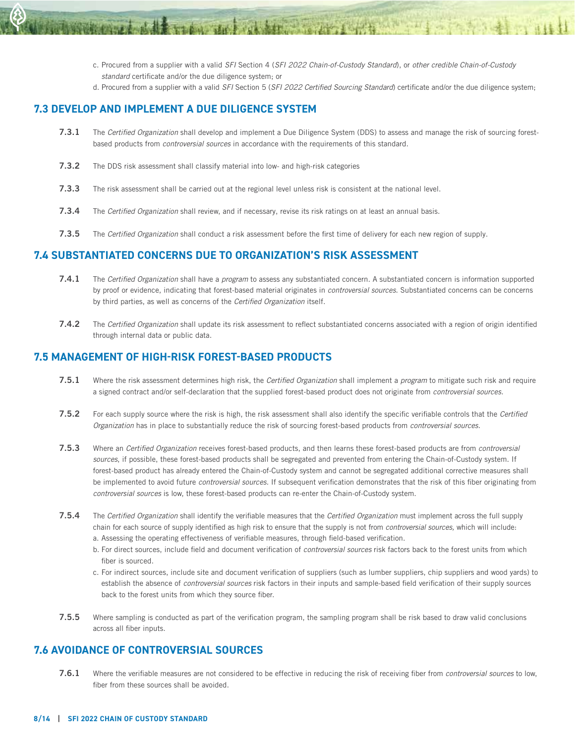c. Procured from a supplier with a valid *SFI* Section 4 (*SFI 2022 Chain-of-Custody Standard*), or *other credible Chain-of-Custody standard* certificate and/or the due diligence system; or

d. Procured from a supplier with a valid *SFI* Section 5 (*SFI 2022 Certified Sourcing Standard*) certificate and/or the due diligence system;

## 7.3 DEVELOP AND IMPLEMENT A DUE DILIGENCE SYSTEM

**7.3.1** The *Certified Organization* shall develop and implement a Due Diligence System (DDS) to assess and manage the risk of sourcing forest-based products from *controversial sources* in accordance with the requirements of this standard.

**7.3.2** The DDS risk assessment shall classify material into low- and high-risk categories

**7.3.3** The risk assessment shall be carried out at the regional level unless risk is consistent at the national level.

**7.3.4** The *Certified Organization* shall review, and if necessary, revise its risk ratings on at least an annual basis.

**7.3.5** The *Certified Organization* shall conduct a risk assessment before the first time of delivery for each new region of supply.

## 7.4 SUBSTANTIATED CONCERNS DUE TO ORGANIZATION'S RISK ASSESSMENT

**7.4.1** The *Certified Organization* shall have a *program* to assess any substantiated concern. A substantiated concern is information supported by proof or evidence, indicating that forest-based material originates in *controversial sources*. Substantiated concerns can be concerns by third parties, as well as concerns of the *Certified Organization* itself.

**7.4.2** The *Certified Organization* shall update its risk assessment to reflect substantiated concerns associated with a region of origin identified through internal data or public data.

## 7.5 MANAGEMENT OF HIGH-RISK FOREST-BASED PRODUCTS

**7.5.1** Where the risk assessment determines high risk, the *Certified Organization* shall implement a *program* to mitigate such risk and require a signed contract and/or self-declaration that the supplied forest-based product does not originate from *controversial sources*.

**7.5.2** For each supply source where the risk is high, the risk assessment shall also identify the specific verifiable controls that the *Certified Organization* has in place to substantially reduce the risk of sourcing forest-based products from *controversial sources*.

**7.5.3** Where an *Certified Organization* receives forest-based products, and then learns these forest-based products are from *controversial sources*, if possible, these forest-based products shall be segregated and prevented from entering the Chain-of-Custody system. If forest-based product has already entered the Chain-of-Custody system and cannot be segregated additional corrective measures shall be implemented to avoid future *controversial sources*. If subsequent verification demonstrates that the risk of this fiber originating from *controversial sources* is low, these forest-based products can re-enter the Chain-of-Custody system.

**7.5.4** The *Certified Organization* shall identify the verifiable measures that the *Certified Organization* must implement across the full supply chain for each source of supply identified as high risk to ensure that the supply is not from *controversial sources,* which will include:

a. Assessing the operating effectiveness of verifiable measures, through field-based verification.

b. For direct sources, include field and document verification of *controversial sources* risk factors back to the forest units from which fiber is sourced.

c. For indirect sources, include site and document verification of suppliers (such as lumber suppliers, chip suppliers and wood yards) to establish the absence of *controversial sources* risk factors in their inputs and sample-based field verification of their supply sources back to the forest units from which they source fiber.

**7.5.5** Where sampling is conducted as part of the verification program, the sampling program shall be risk based to draw valid conclusions across all fiber inputs.

## 7.6 AVOIDANCE OF CONTROVERSIAL SOURCES

**7.6.1** Where the verifiable measures are not considered to be effective in reducing the risk of receiving fiber from *controversial sources* to low, fiber from these sources shall be avoided.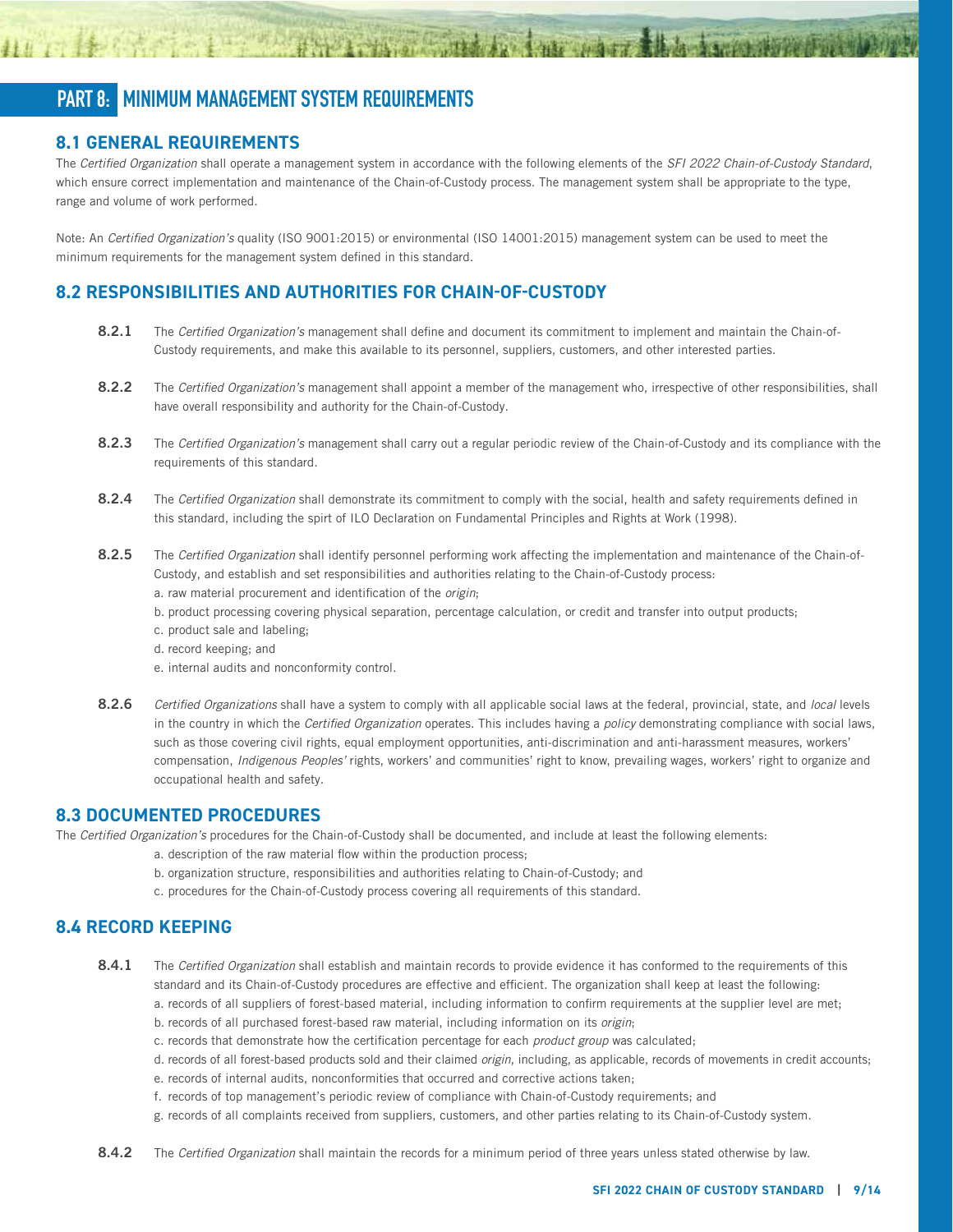# PART 8: MINIMUM MANAGEMENT SYSTEM REQUIREMENTS

## 8.1 GENERAL REQUIREMENTS

The *Certified Organization* shall operate a management system in accordance with the following elements of the *SFI 2022 Chain-of-Custody Standard*, which ensure correct implementation and maintenance of the Chain-of-Custody process. The management system shall be appropriate to the type, range and volume of work performed.

Note: An *Certified Organization's* quality (ISO 9001:2015) or environmental (ISO 14001:2015) management system can be used to meet the minimum requirements for the management system defined in this standard.

## 8.2 RESPONSIBILITIES AND AUTHORITIES FOR CHAIN-OF-CUSTODY

**8.2.1** The *Certified Organization's* management shall define and document its commitment to implement and maintain the Chain-of-Custody requirements, and make this available to its personnel, suppliers, customers, and other interested parties.

**8.2.2** The *Certified Organization's* management shall appoint a member of the management who, irrespective of other responsibilities, shall have overall responsibility and authority for the Chain-of-Custody.

**8.2.3** The *Certified Organization's* management shall carry out a regular periodic review of the Chain-of-Custody and its compliance with the requirements of this standard.

**8.2.4** The *Certified Organization* shall demonstrate its commitment to comply with the social, health and safety requirements defined in this standard, including the spirt of ILO Declaration on Fundamental Principles and Rights at Work (1998).

**8.2.5** The *Certified Organization* shall identify personnel performing work affecting the implementation and maintenance of the Chain-of-Custody, and establish and set responsibilities and authorities relating to the Chain-of-Custody process:

a. raw material procurement and identification of the *origin*;
b. product processing covering physical separation, percentage calculation, or credit and transfer into output products;
c. product sale and labeling;
d. record keeping; and
e. internal audits and nonconformity control.

**8.2.6** *Certified Organizations* shall have a system to comply with all applicable social laws at the federal, provincial, state, and *local* levels in the country in which the *Certified Organization* operates. This includes having a *policy* demonstrating compliance with social laws, such as those covering civil rights, equal employment opportunities, anti-discrimination and anti-harassment measures, workers' compensation, *Indigenous Peoples'* rights, workers' and communities' right to know, prevailing wages, workers' right to organize and occupational health and safety.

## 8.3 DOCUMENTED PROCEDURES

The *Certified Organization's* procedures for the Chain-of-Custody shall be documented, and include at least the following elements:

a. description of the raw material flow within the production process;
b. organization structure, responsibilities and authorities relating to Chain-of-Custody; and
c. procedures for the Chain-of-Custody process covering all requirements of this standard.

## 8.4 RECORD KEEPING

**8.4.1** The *Certified Organization* shall establish and maintain records to provide evidence it has conformed to the requirements of this standard and its Chain-of-Custody procedures are effective and efficient. The organization shall keep at least the following:

a. records of all suppliers of forest-based material, including information to confirm requirements at the supplier level are met;
b. records of all purchased forest-based raw material, including information on its *origin*;
c. records that demonstrate how the certification percentage for each *product group* was calculated;
d. records of all forest-based products sold and their claimed *origin*, including, as applicable, records of movements in credit accounts;
e. records of internal audits, nonconformities that occurred and corrective actions taken;
f. records of top management's periodic review of compliance with Chain-of-Custody requirements; and
g. records of all complaints received from suppliers, customers, and other parties relating to its Chain-of-Custody system.

**8.4.2** The *Certified Organization* shall maintain the records for a minimum period of three years unless stated otherwise by law.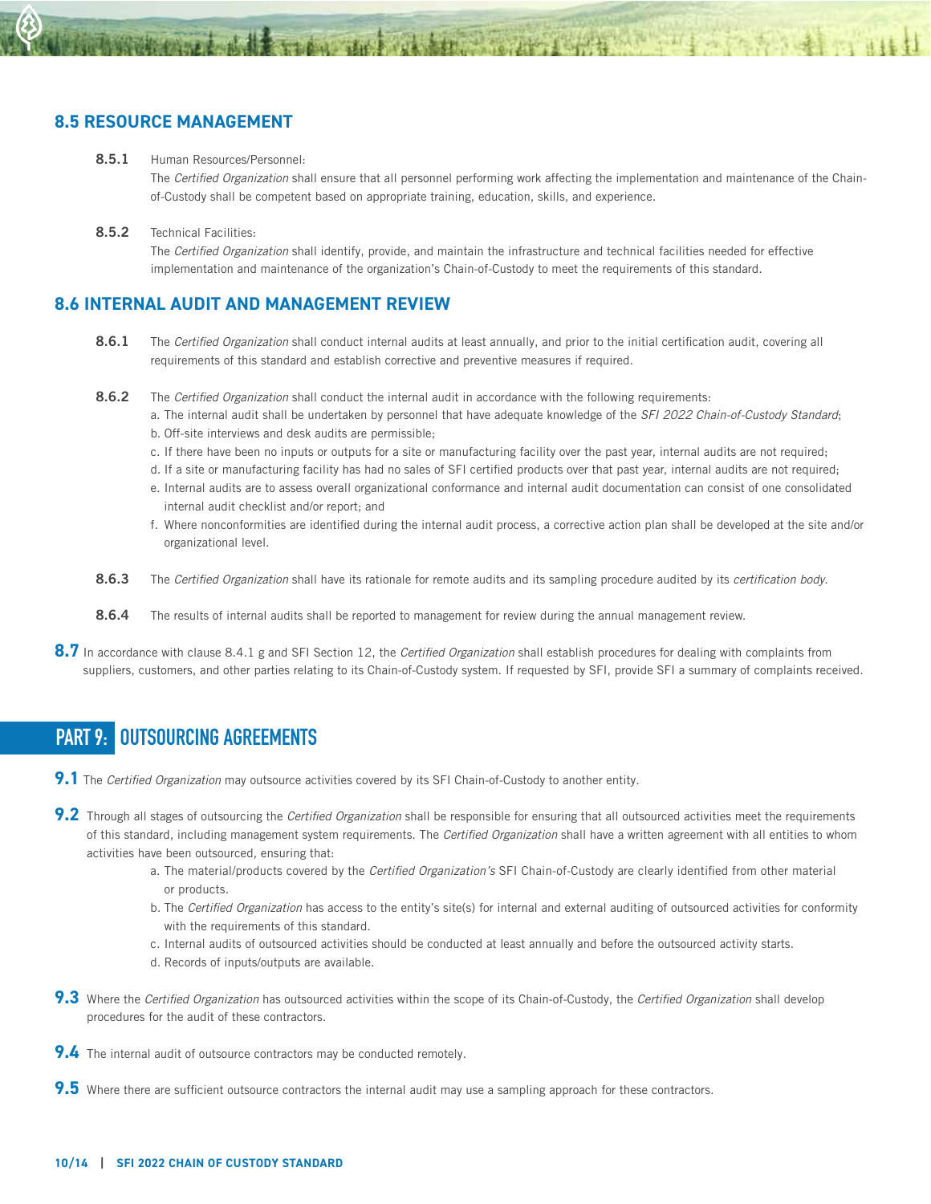## 8.5 RESOURCE MANAGEMENT

**8.5.1** Human Resources/Personnel:
The *Certified Organization* shall ensure that all personnel performing work affecting the implementation and maintenance of the Chain-of-Custody shall be competent based on appropriate training, education, skills, and experience.

**8.5.2** Technical Facilities:
The *Certified Organization* shall identify, provide, and maintain the infrastructure and technical facilities needed for effective implementation and maintenance of the organization's Chain-of-Custody to meet the requirements of this standard.

## 8.6 INTERNAL AUDIT AND MANAGEMENT REVIEW

**8.6.1** The *Certified Organization* shall conduct internal audits at least annually, and prior to the initial certification audit, covering all requirements of this standard and establish corrective and preventive measures if required.

**8.6.2** The *Certified Organization* shall conduct the internal audit in accordance with the following requirements:

a. The internal audit shall be undertaken by personnel that have adequate knowledge of the *SFI 2022 Chain-of-Custody Standard*;
b. Off-site interviews and desk audits are permissible;
c. If there have been no inputs or outputs for a site or manufacturing facility over the past year, internal audits are not required;
d. If a site or manufacturing facility has had no sales of SFI certified products over that past year, internal audits are not required;
e. Internal audits are to assess overall organizational conformance and internal audit documentation can consist of one consolidated internal audit checklist and/or report; and
f. Where nonconformities are identified during the internal audit process, a corrective action plan shall be developed at the site and/or organizational level.

**8.6.3** The *Certified Organization* shall have its rationale for remote audits and its sampling procedure audited by its *certification body.*

**8.6.4** The results of internal audits shall be reported to management for review during the annual management review.

**8.7** In accordance with clause 8.4.1 g and SFI Section 12, the *Certified Organization* shall establish procedures for dealing with complaints from suppliers, customers, and other parties relating to its Chain-of-Custody system. If requested by SFI, provide SFI a summary of complaints received.

# PART 9: OUTSOURCING AGREEMENTS

**9.1** The *Certified Organization* may outsource activities covered by its SFI Chain-of-Custody to another entity.

**9.2** Through all stages of outsourcing the *Certified Organization* shall be responsible for ensuring that all outsourced activities meet the requirements of this standard, including management system requirements. The *Certified Organization* shall have a written agreement with all entities to whom activities have been outsourced, ensuring that:

a. The material/products covered by the *Certified Organization's* SFI Chain-of-Custody are clearly identified from other material or products.
b. The *Certified Organization* has access to the entity's site(s) for internal and external auditing of outsourced activities for conformity with the requirements of this standard.
c. Internal audits of outsourced activities should be conducted at least annually and before the outsourced activity starts.
d. Records of inputs/outputs are available.

**9.3** Where the *Certified Organization* has outsourced activities within the scope of its Chain-of-Custody, the *Certified Organization* shall develop procedures for the audit of these contractors.

**9.4** The internal audit of outsource contractors may be conducted remotely.

**9.5** Where there are sufficient outsource contractors the internal audit may use a sampling approach for these contractors.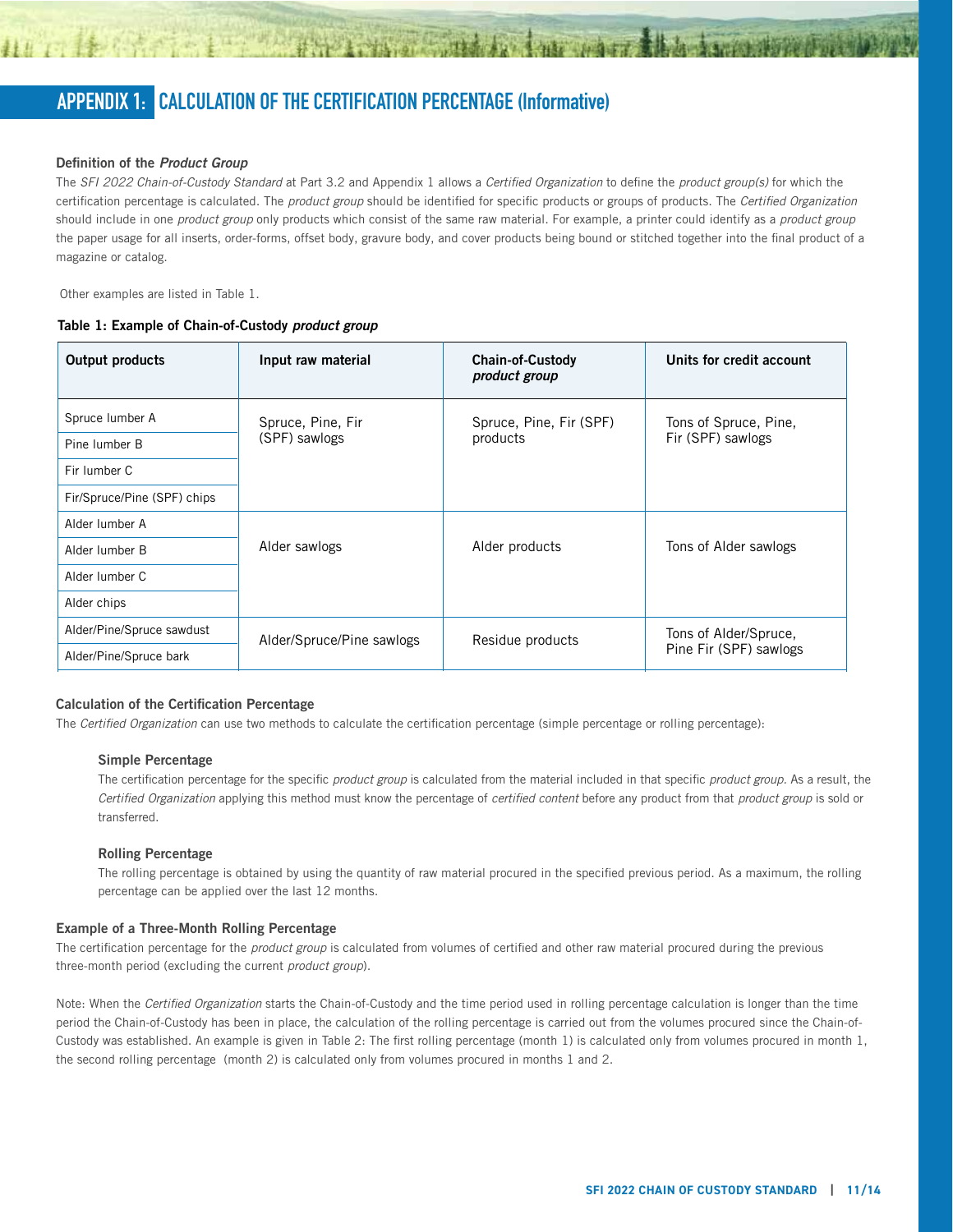# APPENDIX 1: CALCULATION OF THE CERTIFICATION PERCENTAGE (Informative)

### Definition of the *Product Group*

The *SFI 2022 Chain-of-Custody Standard* at Part 3.2 and Appendix 1 allows a *Certified Organization* to define the *product group(s)* for which the certification percentage is calculated. The *product group* should be identified for specific products or groups of products. The *Certified Organization* should include in one *product group* only products which consist of the same raw material. For example, a printer could identify as a *product group* the paper usage for all inserts, order-forms, offset body, gravure body, and cover products being bound or stitched together into the final product of a magazine or catalog.

Other examples are listed in Table 1.

**Table 1: Example of Chain-of-Custody *product group***

| Output products | Input raw material | Chain-of-Custody *product group* | Units for credit account |
|---|---|---|---|
| Spruce lumber A | Spruce, Pine, Fir (SPF) sawlogs | Spruce, Pine, Fir (SPF) products | Tons of Spruce, Pine, Fir (SPF) sawlogs |
| Pine lumber B | | | |
| Fir lumber C | | | |
| Fir/Spruce/Pine (SPF) chips | | | |
| Alder lumber A | Alder sawlogs | Alder products | Tons of Alder sawlogs |
| Alder lumber B | | | |
| Alder lumber C | | | |
| Alder chips | | | |
| Alder/Pine/Spruce sawdust | Alder/Spruce/Pine sawlogs | Residue products | Tons of Alder/Spruce, Pine Fir (SPF) sawlogs |
| Alder/Pine/Spruce bark | | | |

### Calculation of the Certification Percentage

The *Certified Organization* can use two methods to calculate the certification percentage (simple percentage or rolling percentage):

#### Simple Percentage

The certification percentage for the specific *product group* is calculated from the material included in that specific *product group*. As a result, the *Certified Organization* applying this method must know the percentage of *certified content* before any product from that *product group* is sold or transferred.

#### Rolling Percentage

The rolling percentage is obtained by using the quantity of raw material procured in the specified previous period. As a maximum, the rolling percentage can be applied over the last 12 months.

### Example of a Three-Month Rolling Percentage

The certification percentage for the *product group* is calculated from volumes of certified and other raw material procured during the previous three-month period (excluding the current *product group*).

Note: When the *Certified Organization* starts the Chain-of-Custody and the time period used in rolling percentage calculation is longer than the time period the Chain-of-Custody has been in place, the calculation of the rolling percentage is carried out from the volumes procured since the Chain-of-Custody was established. An example is given in Table 2: The first rolling percentage (month 1) is calculated only from volumes procured in month 1, the second rolling percentage (month 2) is calculated only from volumes procured in months 1 and 2.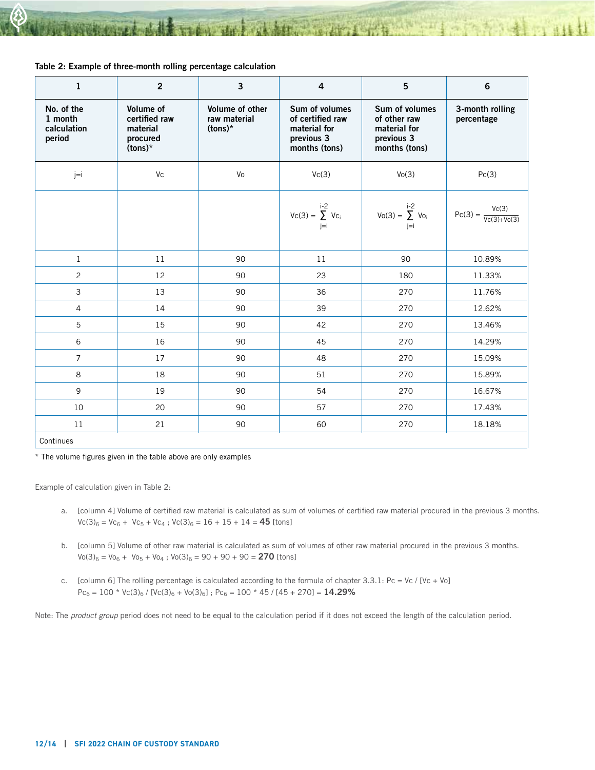**Table 2: Example of three-month rolling percentage calculation**

| 1 | 2 | 3 | 4 | 5 | 6 |
|---|---|---|---|---|---|
| **No. of the 1 month calculation period** | **Volume of certified raw material procured (tons)*** | **Volume of other raw material (tons)*** | **Sum of volumes of certified raw material for previous 3 months (tons)** | **Sum of volumes of other raw material for previous 3 months (tons)** | **3-month rolling percentage** |
| j=i | Vc | Vo | Vc(3) | Vo(3) | Pc(3) |
| | | | $Vc(3) = \sum_{j=i}^{i-2} Vc_i$ | $Vo(3) = \sum_{j=i}^{i-2} Vo_i$ | $Pc(3) = \frac{Vc(3)}{Vc(3)+Vo(3)}$ |
| 1 | 11 | 90 | 11 | 90 | 10.89% |
| 2 | 12 | 90 | 23 | 180 | 11.33% |
| 3 | 13 | 90 | 36 | 270 | 11.76% |
| 4 | 14 | 90 | 39 | 270 | 12.62% |
| 5 | 15 | 90 | 42 | 270 | 13.46% |
| 6 | 16 | 90 | 45 | 270 | 14.29% |
| 7 | 17 | 90 | 48 | 270 | 15.09% |
| 8 | 18 | 90 | 51 | 270 | 15.89% |
| 9 | 19 | 90 | 54 | 270 | 16.67% |
| 10 | 20 | 90 | 57 | 270 | 17.43% |
| 11 | 21 | 90 | 60 | 270 | 18.18% |
| Continues | | | | | |

* The volume figures given in the table above are only examples

Example of calculation given in Table 2:

a. [column 4] Volume of certified raw material is calculated as sum of volumes of certified raw material procured in the previous 3 months.
$Vc(3)_6 = Vc_6 + Vc_5 + Vc_4$ ; $Vc(3)_6 = 16 + 15 + 14 =$ **45** [tons]

b. [column 5] Volume of other raw material is calculated as sum of volumes of other raw material procured in the previous 3 months.
$Vo(3)_6 = Vo_6 + Vo_5 + Vo_4$ ; $Vo(3)_6 = 90 + 90 + 90 =$ **270** [tons]

c. [column 6] The rolling percentage is calculated according to the formula of chapter 3.3.1: Pc = Vc / [Vc + Vo]
$Pc_6 = 100 * Vc(3)_6 / [Vc(3)_6 + Vo(3)_6]$ ; $Pc_6 = 100 * 45 / [45 + 270] =$ **14.29%**

Note: The *product group* period does not need to be equal to the calculation period if it does not exceed the length of the calculation period.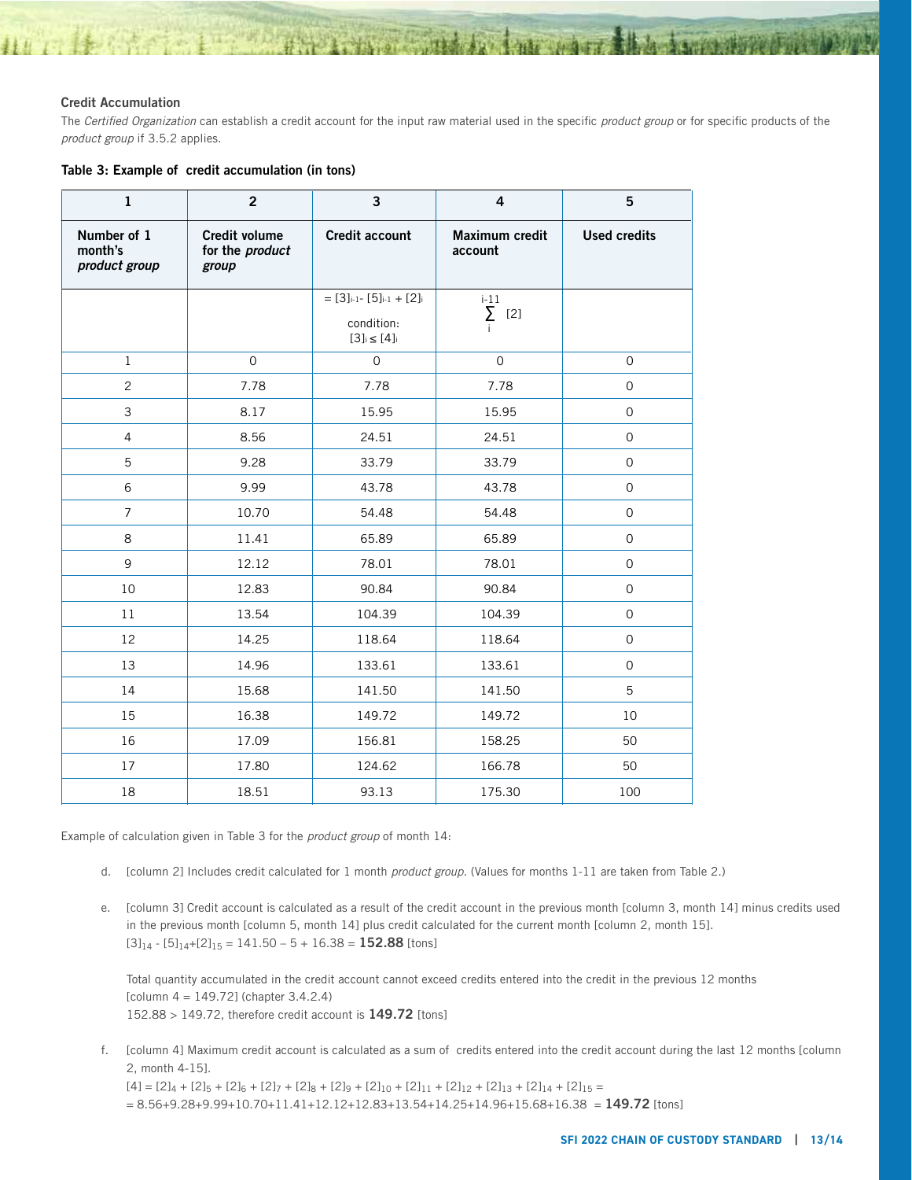**Credit Accumulation**

The *Certified Organization* can establish a credit account for the input raw material used in the specific *product group* or for specific products of the *product group* if 3.5.2 applies.

**Table 3: Example of credit accumulation (in tons)**

| 1 | 2 | 3 | 4 | 5 |
|---|---|---|---|---|
| Number of 1 month's *product group* | Credit volume for the *product group* | Credit account | Maximum credit account | Used credits |
| | | $= [3]_{i-1} - [5]_{i-1} + [2]_i$ condition: $[3]_i \leq [4]_i$ | $\sum_{i}^{i-11} [2]$ | |
| 1 | 0 | 0 | 0 | 0 |
| 2 | 7.78 | 7.78 | 7.78 | 0 |
| 3 | 8.17 | 15.95 | 15.95 | 0 |
| 4 | 8.56 | 24.51 | 24.51 | 0 |
| 5 | 9.28 | 33.79 | 33.79 | 0 |
| 6 | 9.99 | 43.78 | 43.78 | 0 |
| 7 | 10.70 | 54.48 | 54.48 | 0 |
| 8 | 11.41 | 65.89 | 65.89 | 0 |
| 9 | 12.12 | 78.01 | 78.01 | 0 |
| 10 | 12.83 | 90.84 | 90.84 | 0 |
| 11 | 13.54 | 104.39 | 104.39 | 0 |
| 12 | 14.25 | 118.64 | 118.64 | 0 |
| 13 | 14.96 | 133.61 | 133.61 | 0 |
| 14 | 15.68 | 141.50 | 141.50 | 5 |
| 15 | 16.38 | 149.72 | 149.72 | 10 |
| 16 | 17.09 | 156.81 | 158.25 | 50 |
| 17 | 17.80 | 124.62 | 166.78 | 50 |
| 18 | 18.51 | 93.13 | 175.30 | 100 |

Example of calculation given in Table 3 for the *product group* of month 14:

d. [column 2] Includes credit calculated for 1 month *product group*. (Values for months 1-11 are taken from Table 2.)

e. [column 3] Credit account is calculated as a result of the credit account in the previous month [column 3, month 14] minus credits used in the previous month [column 5, month 14] plus credit calculated for the current month [column 2, month 15].
$[3]_{14} - [5]_{14} + [2]_{15} = 141.50 - 5 + 16.38 =$ **152.88** [tons]

Total quantity accumulated in the credit account cannot exceed credits entered into the credit in the previous 12 months [column 4 = 149.72] (chapter 3.4.2.4)
152.88 > 149.72, therefore credit account is **149.72** [tons]

f. [column 4] Maximum credit account is calculated as a sum of credits entered into the credit account during the last 12 months [column 2, month 4-15].
$[4] = [2]_4 + [2]_5 + [2]_6 + [2]_7 + [2]_8 + [2]_9 + [2]_{10} + [2]_{11} + [2]_{12} + [2]_{13} + [2]_{14} + [2]_{15} =$
$= 8.56+9.28+9.99+10.70+11.41+12.12+12.83+13.54+14.25+14.96+15.68+16.38 =$ **149.72** [tons]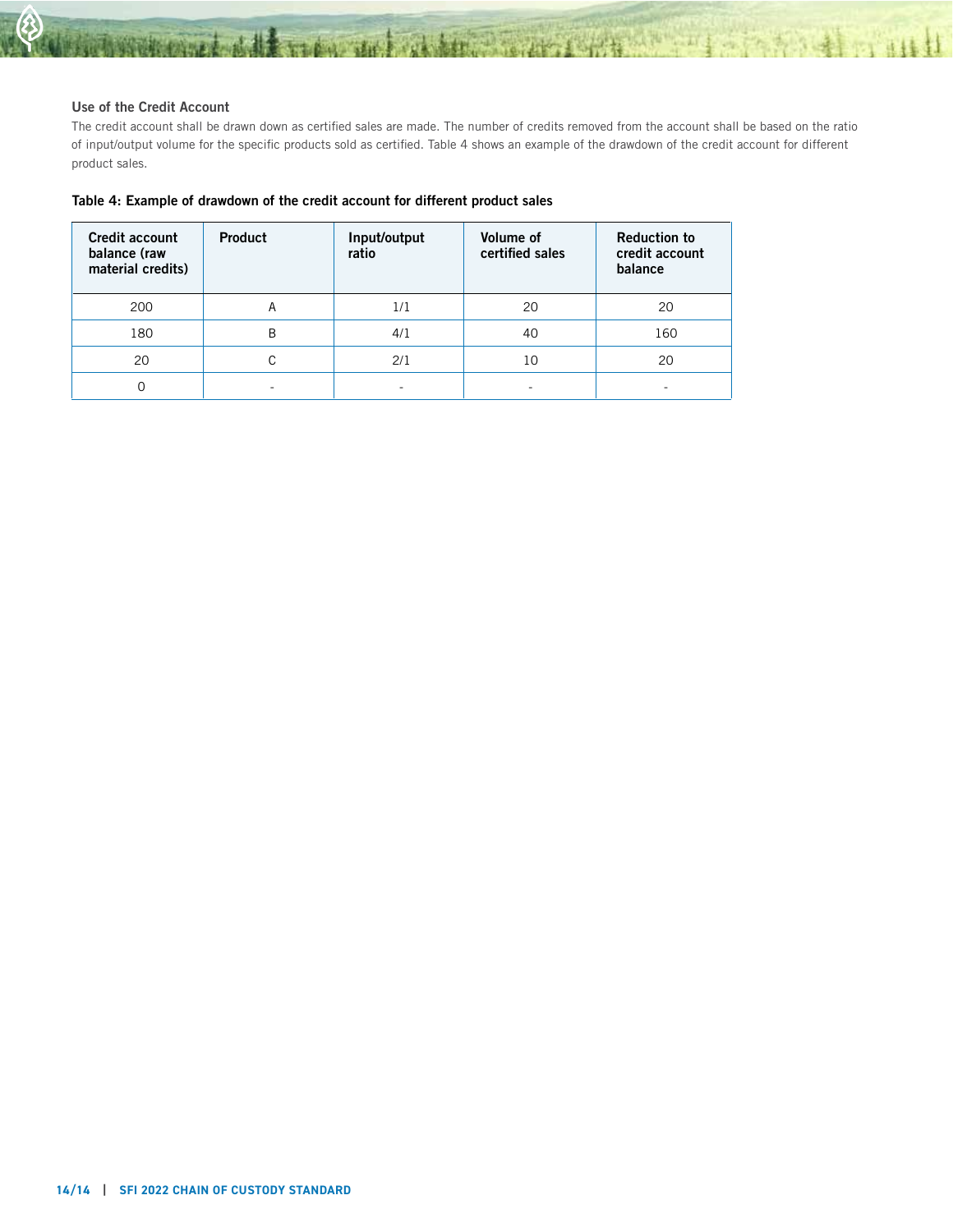### Use of the Credit Account

The credit account shall be drawn down as certified sales are made. The number of credits removed from the account shall be based on the ratio of input/output volume for the specific products sold as certified. Table 4 shows an example of the drawdown of the credit account for different product sales.

**Table 4: Example of drawdown of the credit account for different product sales**

| Credit account balance (raw material credits) | Product | Input/output ratio | Volume of certified sales | Reduction to credit account balance |
|---|---|---|---|---|
| 200 | A | 1/1 | 20 | 20 |
| 180 | B | 4/1 | 40 | 160 |
| 20 | C | 2/1 | 10 | 20 |
| 0 | - | - | - | - |